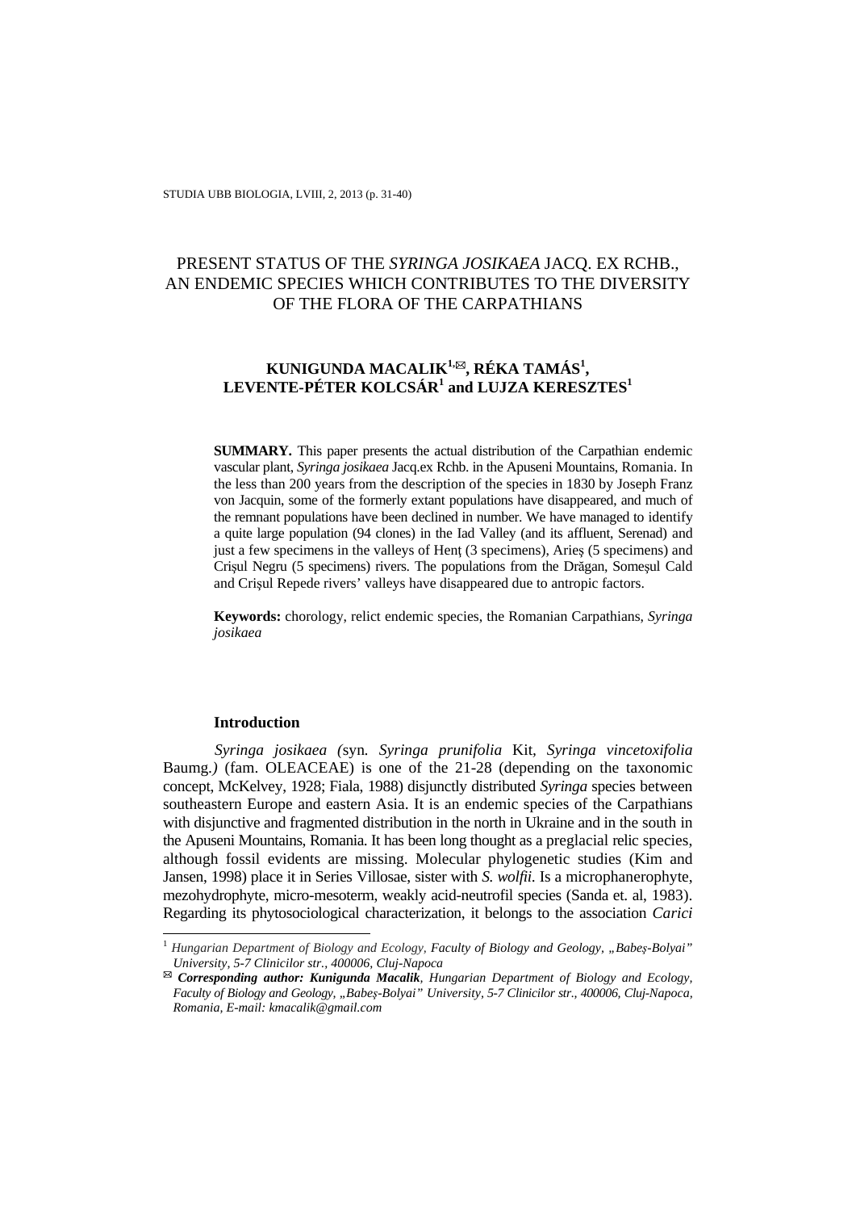# PRESENT STATUS OF THE *SYRINGA JOSIKAEA* JACQ. EX RCHB., AN ENDEMIC SPECIES WHICH CONTRIBUTES TO THE DIVERSITY OF THE FLORA OF THE CARPATHIANS

**KUNIGUNDA MACALIK[1,✉], RÉKA TAMÁS[1], LEVENTE-PÉTER KOLCSÁR[1] and LUJZA KERESZTES[1]**

**SUMMARY.** This paper presents the actual distribution of the Carpathian endemic vascular plant, *Syringa josikaea* Jacq.ex Rchb. in the Apuseni Mountains, Romania. In the less than 200 years from the description of the species in 1830 by Joseph Franz von Jacquin, some of the formerly extant populations have disappeared, and much of the remnant populations have been declined in number. We have managed to identify a quite large population (94 clones) in the Iad Valley (and its affluent, Serenad) and just a few specimens in the valleys of Henţ (3 specimens), Arieş (5 specimens) and Crişul Negru (5 specimens) rivers. The populations from the Drăgan, Someşul Cald and Crişul Repede rivers' valleys have disappeared due to antropic factors.

**Keywords:** chorology, relict endemic species, the Romanian Carpathians, *Syringa josikaea*

## Introduction

*Syringa josikaea (*syn. *Syringa prunifolia* Kit, *Syringa vincetoxifolia* Baumg.*)* (fam. OLEACEAE) is one of the 21-28 (depending on the taxonomic concept, McKelvey, 1928; Fiala, 1988) disjunctly distributed *Syringa* species between southeastern Europe and eastern Asia. It is an endemic species of the Carpathians with disjunctive and fragmented distribution in the north in Ukraine and in the south in the Apuseni Mountains, Romania. It has been long thought as a preglacial relic species, although fossil evidents are missing. Molecular phylogenetic studies (Kim and Jansen, 1998) place it in Series Villosae, sister with *S. wolfii*. Is a microphanerophyte, mezohydrophyte, micro-mesoterm, weakly acid-neutrofil species (Sanda et. al, 1983). Regarding its phytosociological characterization, it belongs to the association *Carici*

---

[1] *Hungarian Department of Biology and Ecology, Faculty of Biology and Geology, „Babeş-Bolyai" University, 5-7 Clinicilor str., 400006, Cluj-Napoca*

✉ ***Corresponding author: Kunigunda Macalik****, Hungarian Department of Biology and Ecology, Faculty of Biology and Geology, „Babeş-Bolyai" University, 5-7 Clinicilor str., 400006, Cluj-Napoca, Romania, E-mail: kmacalik@gmail.com*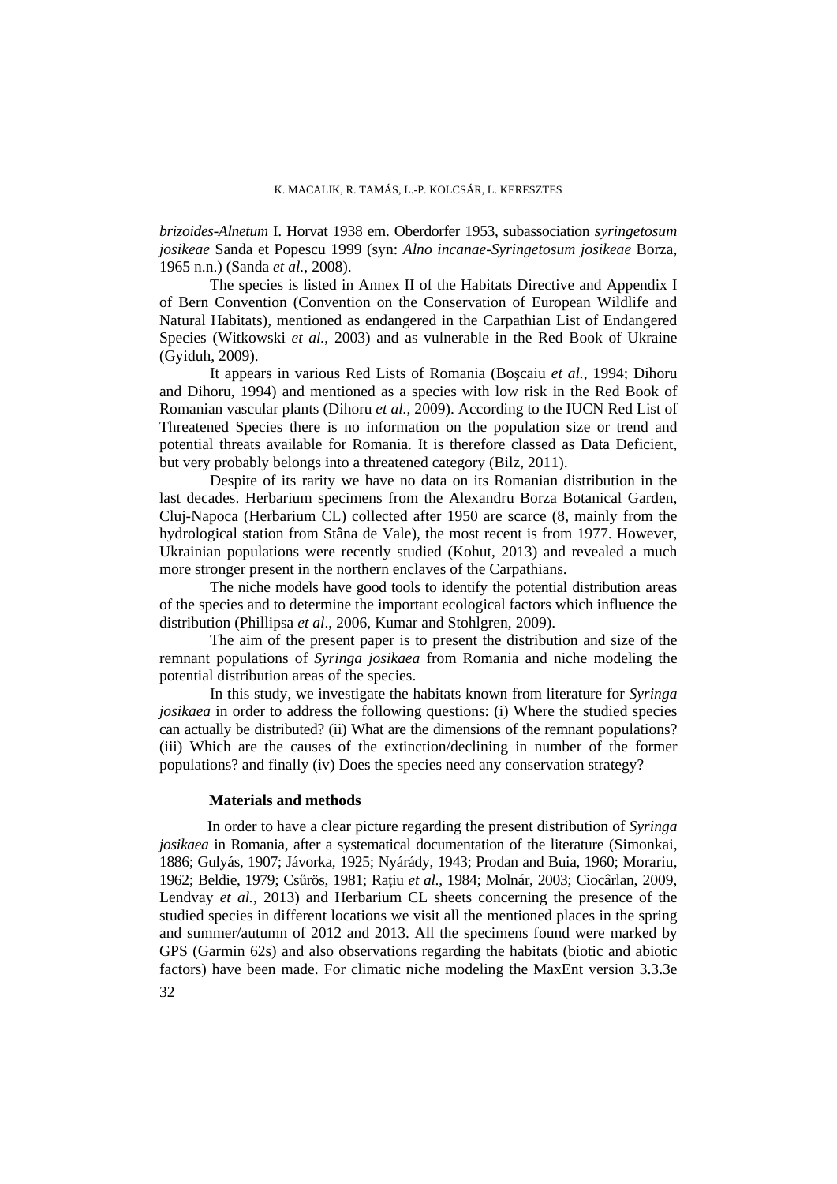*brizoides-Alnetum* I. Horvat 1938 em. Oberdorfer 1953, subassociation *syringetosum josikeae* Sanda et Popescu 1999 (syn: *Alno incanae-Syringetosum josikeae* Borza, 1965 n.n.) (Sanda *et al.*, 2008).

The species is listed in Annex II of the Habitats Directive and Appendix I of Bern Convention (Convention on the Conservation of European Wildlife and Natural Habitats), mentioned as endangered in the Carpathian List of Endangered Species (Witkowski *et al.*, 2003) and as vulnerable in the Red Book of Ukraine (Gyiduh, 2009).

It appears in various Red Lists of Romania (Boşcaiu *et al.*, 1994; Dihoru and Dihoru, 1994) and mentioned as a species with low risk in the Red Book of Romanian vascular plants (Dihoru *et al.*, 2009). According to the IUCN Red List of Threatened Species there is no information on the population size or trend and potential threats available for Romania. It is therefore classed as Data Deficient, but very probably belongs into a threatened category (Bilz, 2011).

Despite of its rarity we have no data on its Romanian distribution in the last decades. Herbarium specimens from the Alexandru Borza Botanical Garden, Cluj-Napoca (Herbarium CL) collected after 1950 are scarce (8, mainly from the hydrological station from Stâna de Vale), the most recent is from 1977. However, Ukrainian populations were recently studied (Kohut, 2013) and revealed a much more stronger present in the northern enclaves of the Carpathians.

The niche models have good tools to identify the potential distribution areas of the species and to determine the important ecological factors which influence the distribution (Phillipsa *et al*., 2006, Kumar and Stohlgren, 2009).

The aim of the present paper is to present the distribution and size of the remnant populations of *Syringa josikaea* from Romania and niche modeling the potential distribution areas of the species.

In this study, we investigate the habitats known from literature for *Syringa josikaea* in order to address the following questions: (i) Where the studied species can actually be distributed? (ii) What are the dimensions of the remnant populations? (iii) Which are the causes of the extinction/declining in number of the former populations? and finally (iv) Does the species need any conservation strategy?

## Materials and methods

In order to have a clear picture regarding the present distribution of *Syringa josikaea* in Romania, after a systematical documentation of the literature (Simonkai, 1886; Gulyás, 1907; Jávorka, 1925; Nyárády, 1943; Prodan and Buia, 1960; Morariu, 1962; Beldie, 1979; Csűrös, 1981; Rațiu *et al.*, 1984; Molnár, 2003; Ciocârlan, 2009, Lendvay *et al.*, 2013) and Herbarium CL sheets concerning the presence of the studied species in different locations we visit all the mentioned places in the spring and summer/autumn of 2012 and 2013. All the specimens found were marked by GPS (Garmin 62s) and also observations regarding the habitats (biotic and abiotic factors) have been made. For climatic niche modeling the MaxEnt version 3.3.3e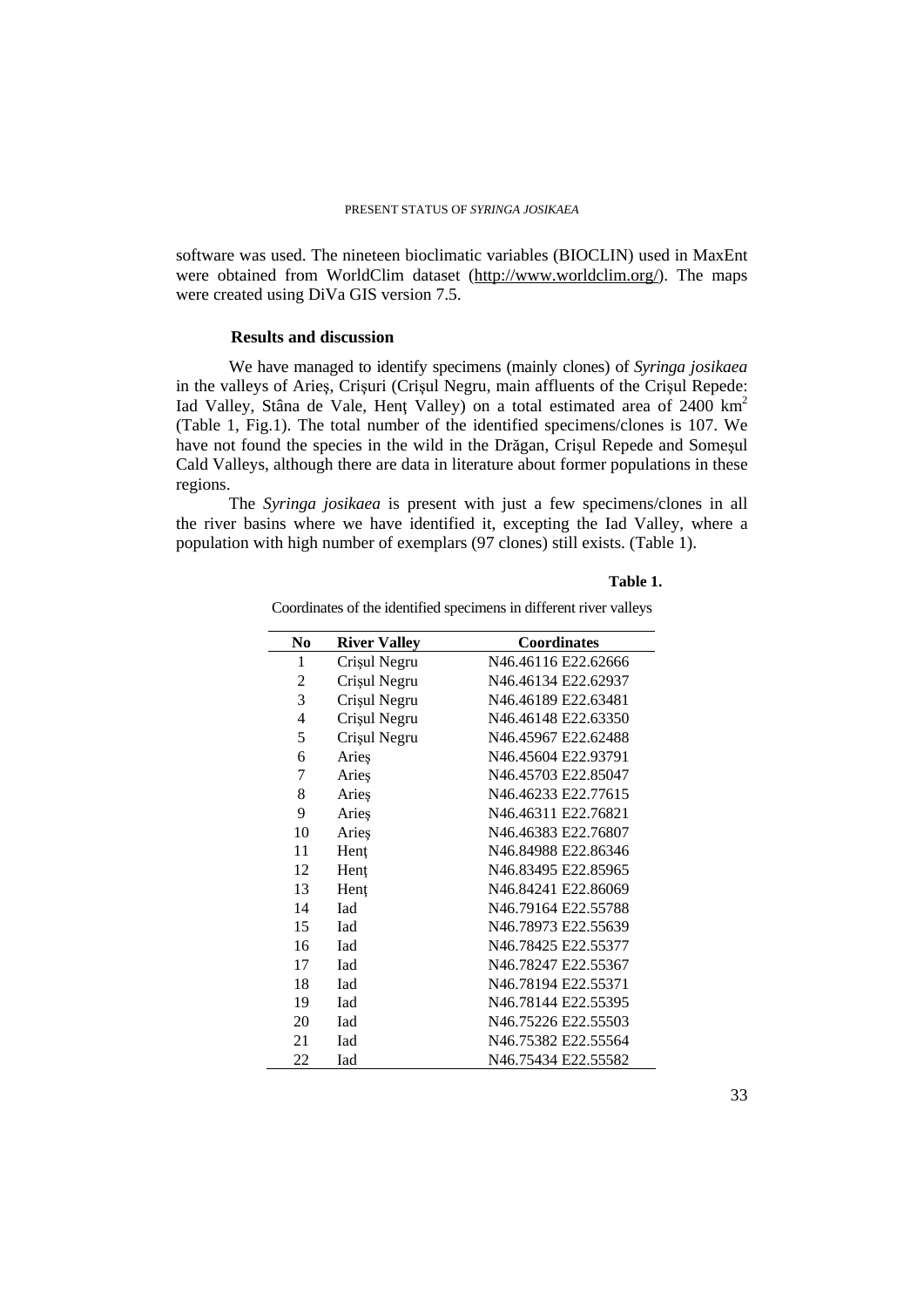software was used. The nineteen bioclimatic variables (BIOCLIN) used in MaxEnt were obtained from WorldClim dataset (http://www.worldclim.org/). The maps were created using DiVa GIS version 7.5.

## Results and discussion

We have managed to identify specimens (mainly clones) of *Syringa josikaea* in the valleys of Arieş, Crişuri (Crişul Negru, main affluents of the Crişul Repede: Iad Valley, Stâna de Vale, Henţ Valley) on a total estimated area of 2400 km$^2$ (Table 1, Fig.1). The total number of the identified specimens/clones is 107. We have not found the species in the wild in the Drăgan, Crişul Repede and Someșul Cald Valleys, although there are data in literature about former populations in these regions.

The *Syringa josikaea* is present with just a few specimens/clones in all the river basins where we have identified it, excepting the Iad Valley, where a population with high number of exemplars (97 clones) still exists. (Table 1).

**Table 1.**

Coordinates of the identified specimens in different river valleys

| No | River Valley | Coordinates |
|---|---|---|
| 1 | Crişul Negru | N46.46116 E22.62666 |
| 2 | Crişul Negru | N46.46134 E22.62937 |
| 3 | Crişul Negru | N46.46189 E22.63481 |
| 4 | Crişul Negru | N46.46148 E22.63350 |
| 5 | Crişul Negru | N46.45967 E22.62488 |
| 6 | Arieş | N46.45604 E22.93791 |
| 7 | Arieş | N46.45703 E22.85047 |
| 8 | Arieş | N46.46233 E22.77615 |
| 9 | Arieş | N46.46311 E22.76821 |
| 10 | Arieş | N46.46383 E22.76807 |
| 11 | Henţ | N46.84988 E22.86346 |
| 12 | Henţ | N46.83495 E22.85965 |
| 13 | Henţ | N46.84241 E22.86069 |
| 14 | Iad | N46.79164 E22.55788 |
| 15 | Iad | N46.78973 E22.55639 |
| 16 | Iad | N46.78425 E22.55377 |
| 17 | Iad | N46.78247 E22.55367 |
| 18 | Iad | N46.78194 E22.55371 |
| 19 | Iad | N46.78144 E22.55395 |
| 20 | Iad | N46.75226 E22.55503 |
| 21 | Iad | N46.75382 E22.55564 |
| 22 | Iad | N46.75434 E22.55582 |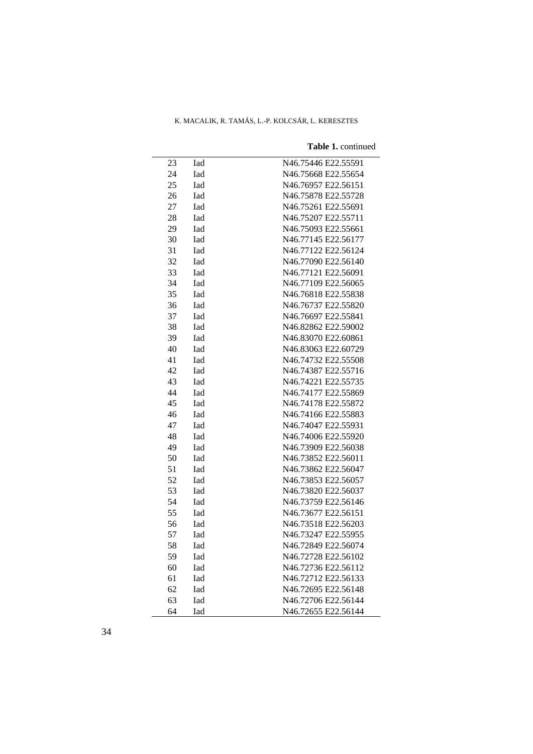**Table 1.** continued

| | | |
|---|---|---|
| 23 | Iad | N46.75446 E22.55591 |
| 24 | Iad | N46.75668 E22.55654 |
| 25 | Iad | N46.76957 E22.56151 |
| 26 | Iad | N46.75878 E22.55728 |
| 27 | Iad | N46.75261 E22.55691 |
| 28 | Iad | N46.75207 E22.55711 |
| 29 | Iad | N46.75093 E22.55661 |
| 30 | Iad | N46.77145 E22.56177 |
| 31 | Iad | N46.77122 E22.56124 |
| 32 | Iad | N46.77090 E22.56140 |
| 33 | Iad | N46.77121 E22.56091 |
| 34 | Iad | N46.77109 E22.56065 |
| 35 | Iad | N46.76818 E22.55838 |
| 36 | Iad | N46.76737 E22.55820 |
| 37 | Iad | N46.76697 E22.55841 |
| 38 | Iad | N46.82862 E22.59002 |
| 39 | Iad | N46.83070 E22.60861 |
| 40 | Iad | N46.83063 E22.60729 |
| 41 | Iad | N46.74732 E22.55508 |
| 42 | Iad | N46.74387 E22.55716 |
| 43 | Iad | N46.74221 E22.55735 |
| 44 | Iad | N46.74177 E22.55869 |
| 45 | Iad | N46.74178 E22.55872 |
| 46 | Iad | N46.74166 E22.55883 |
| 47 | Iad | N46.74047 E22.55931 |
| 48 | Iad | N46.74006 E22.55920 |
| 49 | Iad | N46.73909 E22.56038 |
| 50 | Iad | N46.73852 E22.56011 |
| 51 | Iad | N46.73862 E22.56047 |
| 52 | Iad | N46.73853 E22.56057 |
| 53 | Iad | N46.73820 E22.56037 |
| 54 | Iad | N46.73759 E22.56146 |
| 55 | Iad | N46.73677 E22.56151 |
| 56 | Iad | N46.73518 E22.56203 |
| 57 | Iad | N46.73247 E22.55955 |
| 58 | Iad | N46.72849 E22.56074 |
| 59 | Iad | N46.72728 E22.56102 |
| 60 | Iad | N46.72736 E22.56112 |
| 61 | Iad | N46.72712 E22.56133 |
| 62 | Iad | N46.72695 E22.56148 |
| 63 | Iad | N46.72706 E22.56144 |
| 64 | Iad | N46.72655 E22.56144 |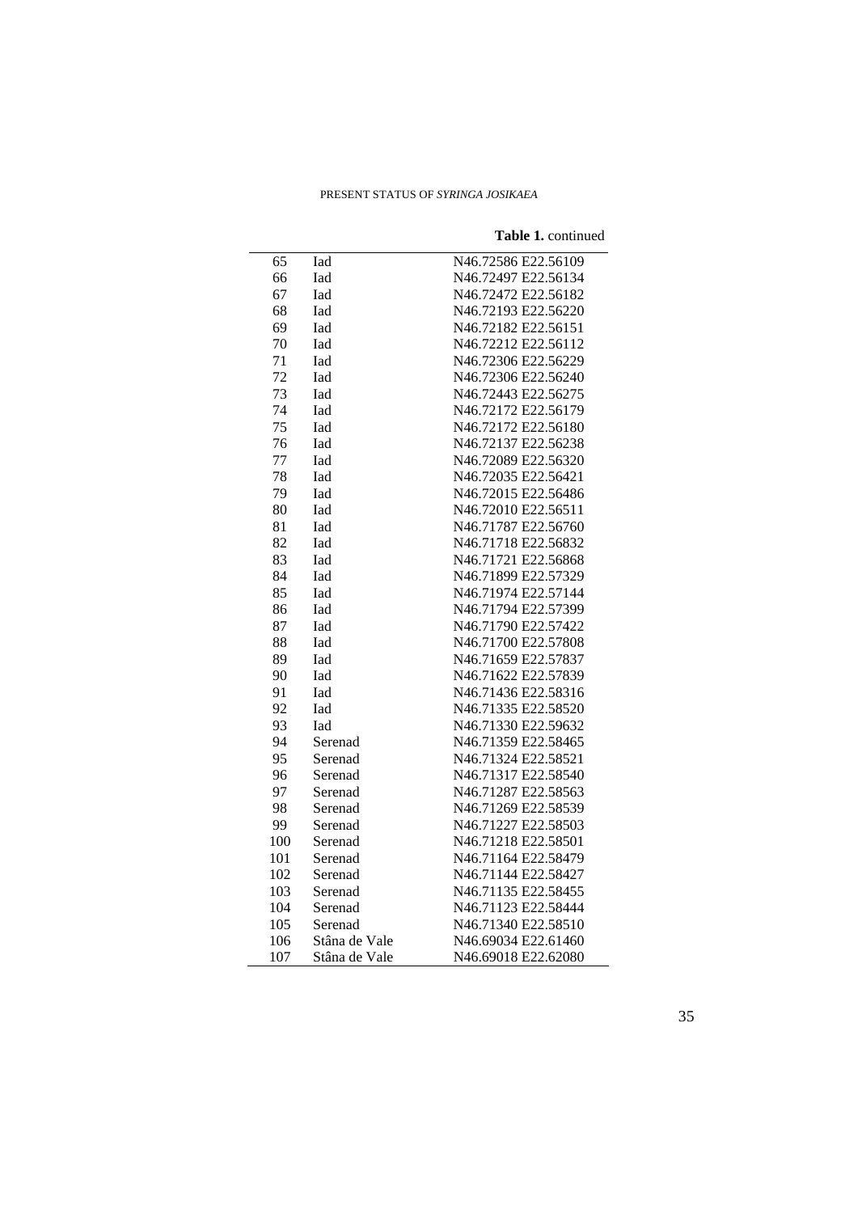**Table 1.** continued

| | | |
|---|---|---|
| 65 | Iad | N46.72586 E22.56109 |
| 66 | Iad | N46.72497 E22.56134 |
| 67 | Iad | N46.72472 E22.56182 |
| 68 | Iad | N46.72193 E22.56220 |
| 69 | Iad | N46.72182 E22.56151 |
| 70 | Iad | N46.72212 E22.56112 |
| 71 | Iad | N46.72306 E22.56229 |
| 72 | Iad | N46.72306 E22.56240 |
| 73 | Iad | N46.72443 E22.56275 |
| 74 | Iad | N46.72172 E22.56179 |
| 75 | Iad | N46.72172 E22.56180 |
| 76 | Iad | N46.72137 E22.56238 |
| 77 | Iad | N46.72089 E22.56320 |
| 78 | Iad | N46.72035 E22.56421 |
| 79 | Iad | N46.72015 E22.56486 |
| 80 | Iad | N46.72010 E22.56511 |
| 81 | Iad | N46.71787 E22.56760 |
| 82 | Iad | N46.71718 E22.56832 |
| 83 | Iad | N46.71721 E22.56868 |
| 84 | Iad | N46.71899 E22.57329 |
| 85 | Iad | N46.71974 E22.57144 |
| 86 | Iad | N46.71794 E22.57399 |
| 87 | Iad | N46.71790 E22.57422 |
| 88 | Iad | N46.71700 E22.57808 |
| 89 | Iad | N46.71659 E22.57837 |
| 90 | Iad | N46.71622 E22.57839 |
| 91 | Iad | N46.71436 E22.58316 |
| 92 | Iad | N46.71335 E22.58520 |
| 93 | Iad | N46.71330 E22.59632 |
| 94 | Serenad | N46.71359 E22.58465 |
| 95 | Serenad | N46.71324 E22.58521 |
| 96 | Serenad | N46.71317 E22.58540 |
| 97 | Serenad | N46.71287 E22.58563 |
| 98 | Serenad | N46.71269 E22.58539 |
| 99 | Serenad | N46.71227 E22.58503 |
| 100 | Serenad | N46.71218 E22.58501 |
| 101 | Serenad | N46.71164 E22.58479 |
| 102 | Serenad | N46.71144 E22.58427 |
| 103 | Serenad | N46.71135 E22.58455 |
| 104 | Serenad | N46.71123 E22.58444 |
| 105 | Serenad | N46.71340 E22.58510 |
| 106 | Stâna de Vale | N46.69034 E22.61460 |
| 107 | Stâna de Vale | N46.69018 E22.62080 |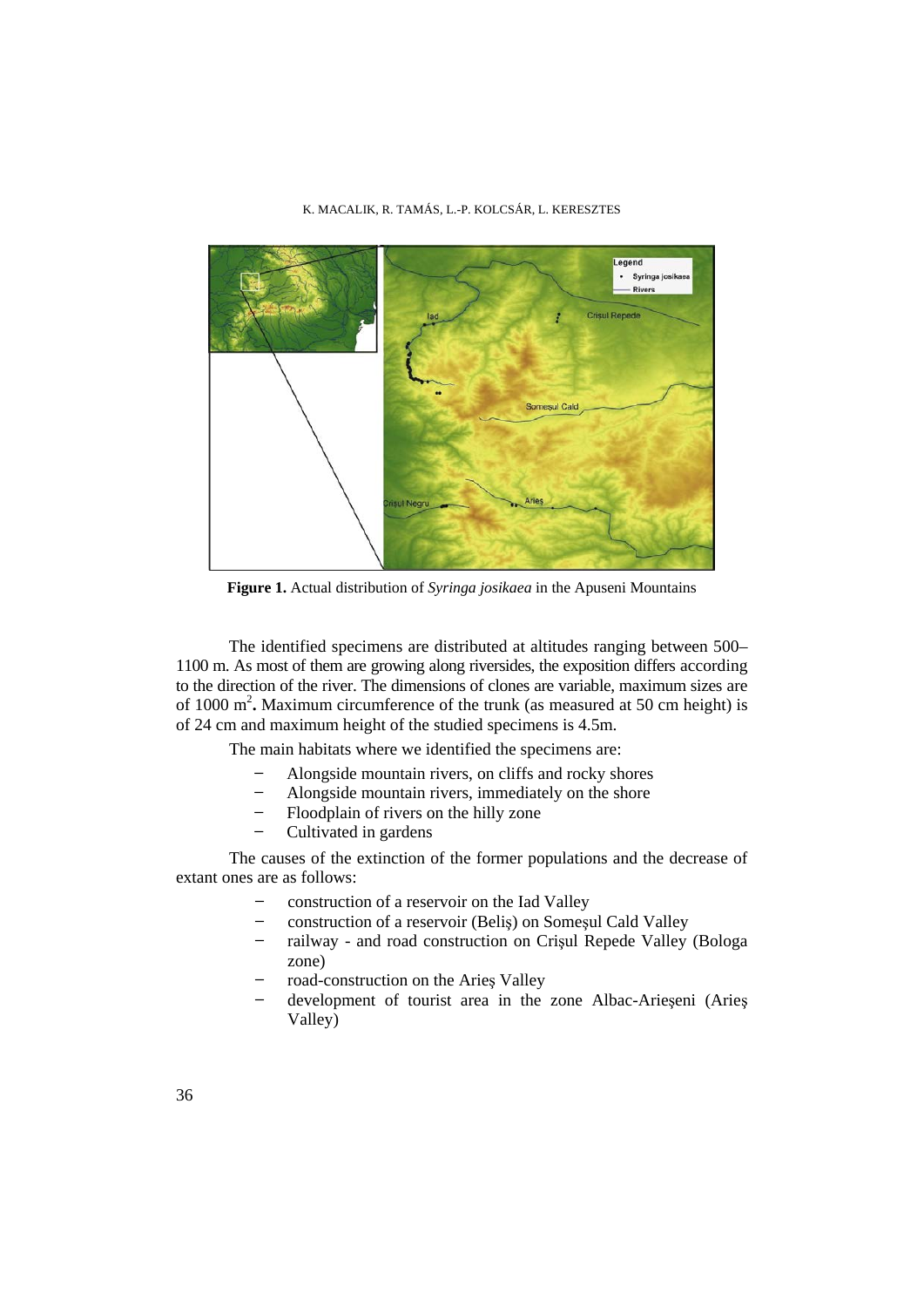**Figure 1.** Actual distribution of *Syringa josikaea* in the Apuseni Mountains

The identified specimens are distributed at altitudes ranging between 500–1100 m. As most of them are growing along riversides, the exposition differs according to the direction of the river. The dimensions of clones are variable, maximum sizes are of 1000 m$^2$**.** Maximum circumference of the trunk (as measured at 50 cm height) is of 24 cm and maximum height of the studied specimens is 4.5m.

The main habitats where we identified the specimens are:

- Alongside mountain rivers, on cliffs and rocky shores
- Alongside mountain rivers, immediately on the shore
- Floodplain of rivers on the hilly zone
- Cultivated in gardens

The causes of the extinction of the former populations and the decrease of extant ones are as follows:

- construction of a reservoir on the Iad Valley
- construction of a reservoir (Beliş) on Someşul Cald Valley
- railway - and road construction on Crişul Repede Valley (Bologa zone)
- road-construction on the Arieş Valley
- development of tourist area in the zone Albac-Arieşeni (Arieş Valley)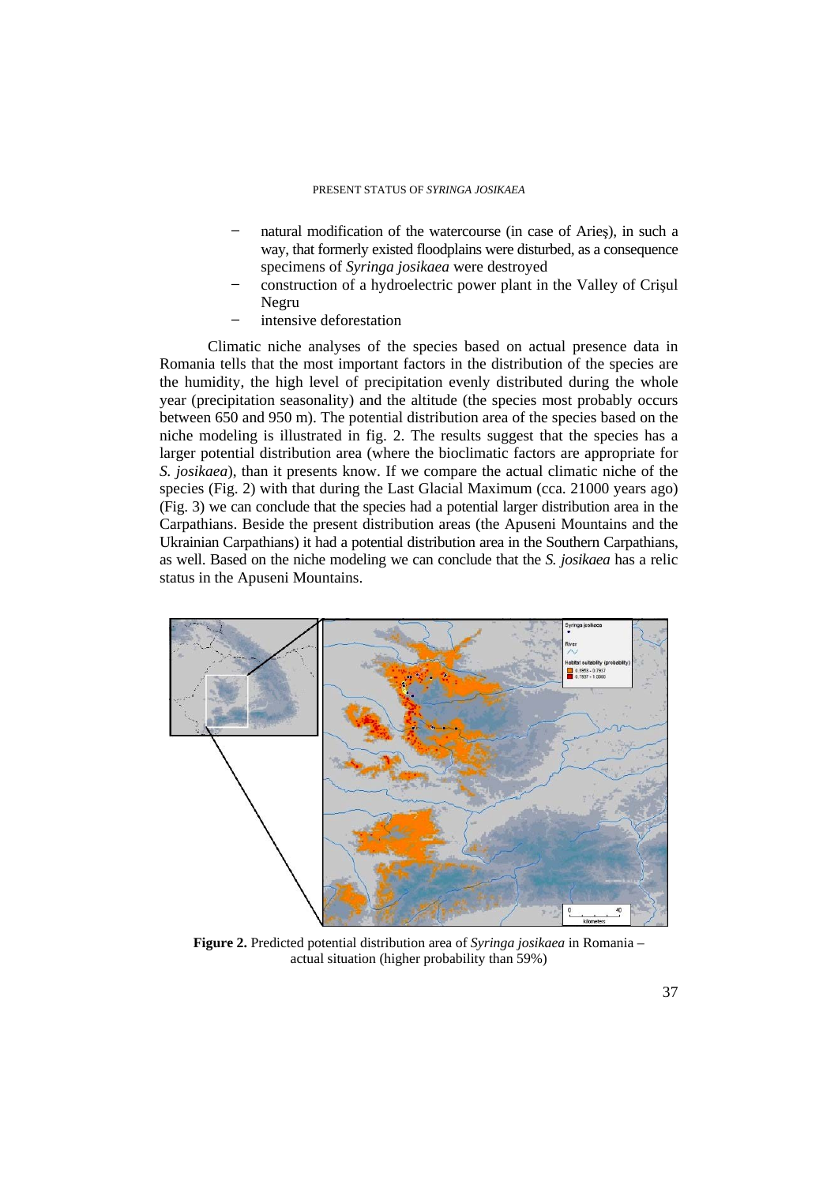- natural modification of the watercourse (in case of Arieş), in such a way, that formerly existed floodplains were disturbed, as a consequence specimens of *Syringa josikaea* were destroyed
- construction of a hydroelectric power plant in the Valley of Crişul Negru
- intensive deforestation

Climatic niche analyses of the species based on actual presence data in Romania tells that the most important factors in the distribution of the species are the humidity, the high level of precipitation evenly distributed during the whole year (precipitation seasonality) and the altitude (the species most probably occurs between 650 and 950 m). The potential distribution area of the species based on the niche modeling is illustrated in fig. 2. The results suggest that the species has a larger potential distribution area (where the bioclimatic factors are appropriate for *S. josikaea*), than it presents know. If we compare the actual climatic niche of the species (Fig. 2) with that during the Last Glacial Maximum (cca. 21000 years ago) (Fig. 3) we can conclude that the species had a potential larger distribution area in the Carpathians. Beside the present distribution areas (the Apuseni Mountains and the Ukrainian Carpathians) it had a potential distribution area in the Southern Carpathians, as well. Based on the niche modeling we can conclude that the *S. josikaea* has a relic status in the Apuseni Mountains.

**Figure 2.** Predicted potential distribution area of *Syringa josikaea* in Romania – actual situation (higher probability than 59%)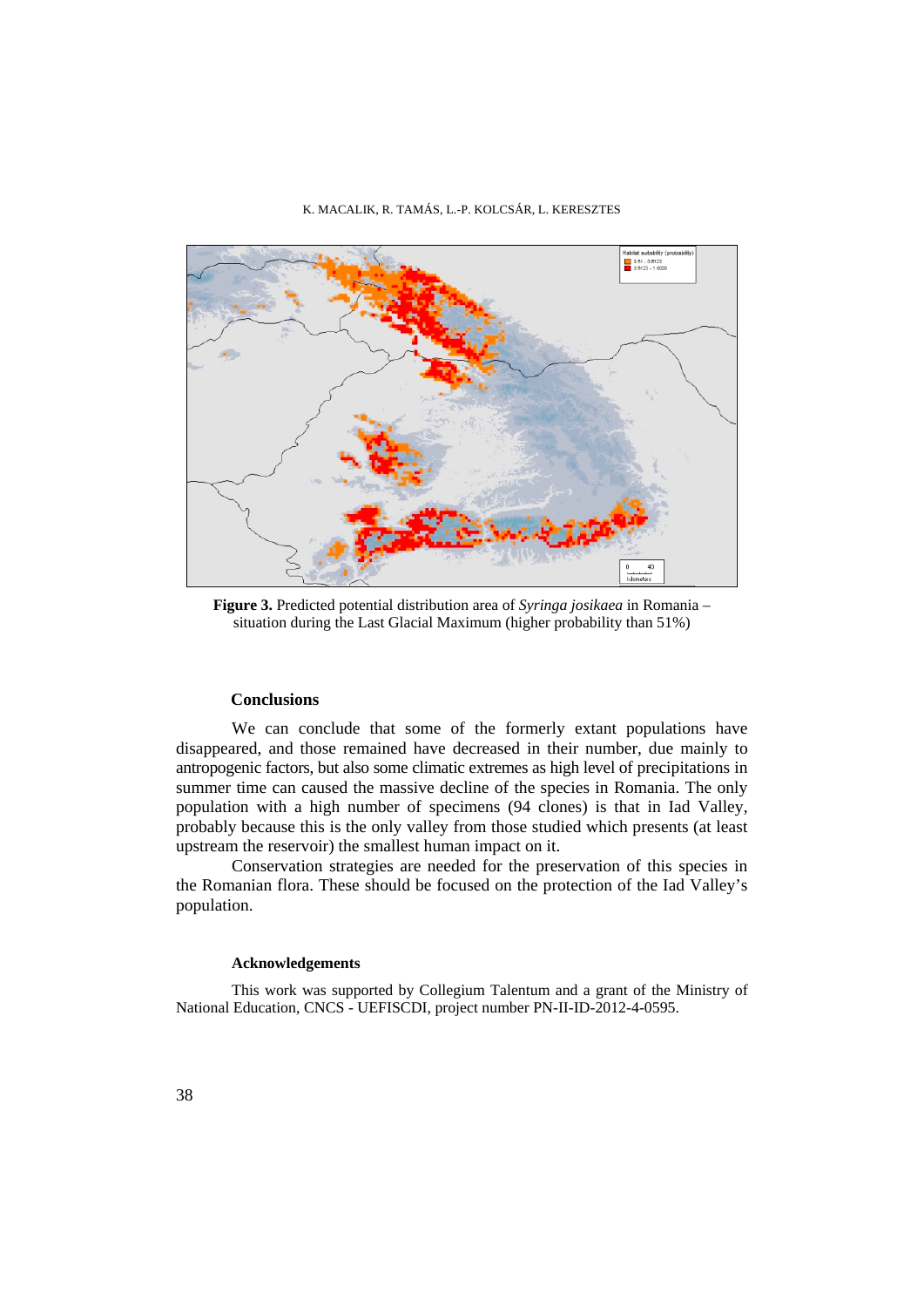**Figure 3.** Predicted potential distribution area of *Syringa josikaea* in Romania – situation during the Last Glacial Maximum (higher probability than 51%)

## Conclusions

We can conclude that some of the formerly extant populations have disappeared, and those remained have decreased in their number, due mainly to antropogenic factors, but also some climatic extremes as high level of precipitations in summer time can caused the massive decline of the species in Romania. The only population with a high number of specimens (94 clones) is that in Iad Valley, probably because this is the only valley from those studied which presents (at least upstream the reservoir) the smallest human impact on it.

Conservation strategies are needed for the preservation of this species in the Romanian flora. These should be focused on the protection of the Iad Valley's population.

### Acknowledgements

This work was supported by Collegium Talentum and a grant of the Ministry of National Education, CNCS - UEFISCDI, project number PN-II-ID-2012-4-0595.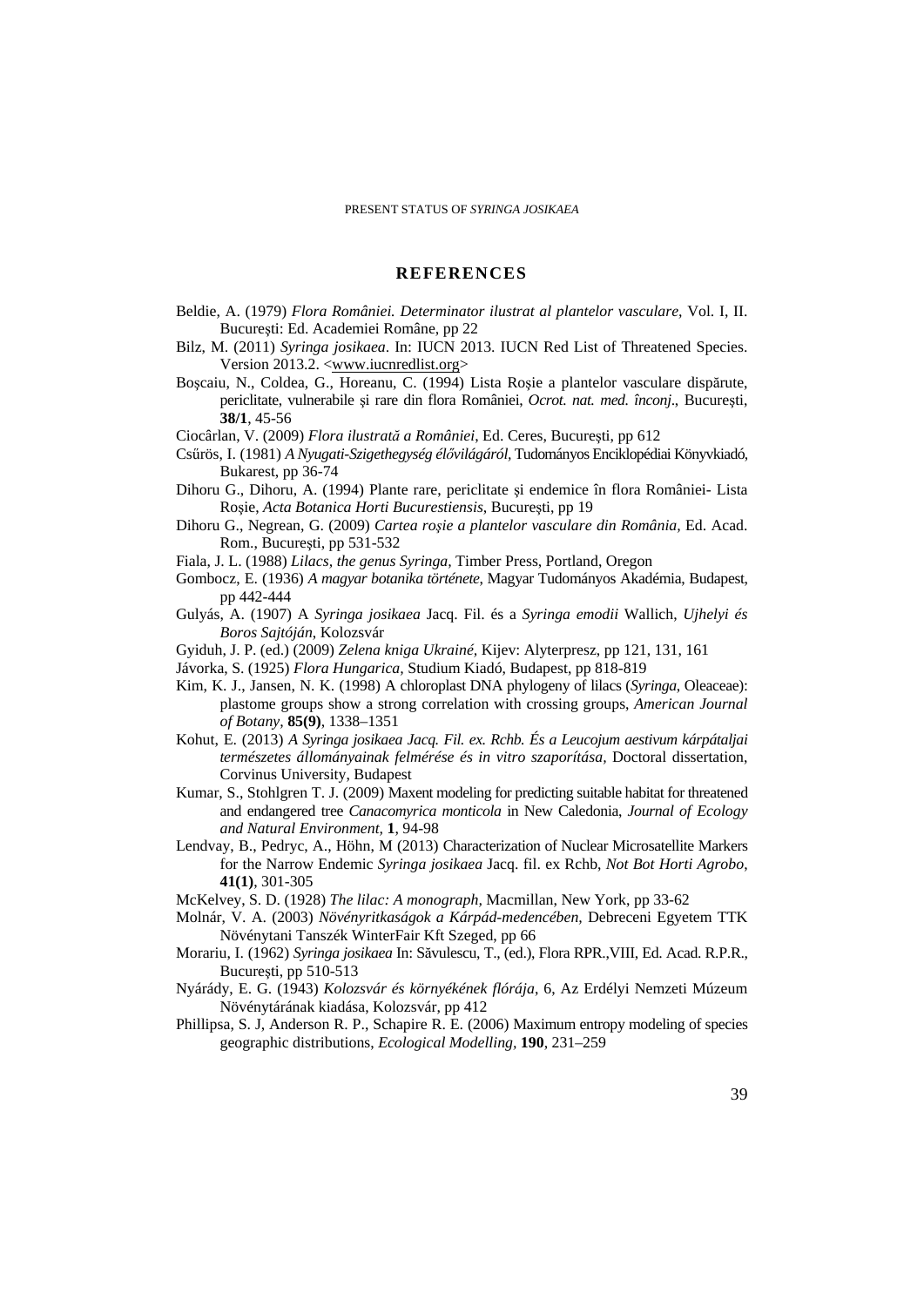## REFERENCES

Beldie, A. (1979) *Flora României. Determinator ilustrat al plantelor vasculare*, Vol. I, II. Bucureşti: Ed. Academiei Române, pp 22

Bilz, M. (2011) *Syringa josikaea*. In: IUCN 2013. IUCN Red List of Threatened Species. Version 2013.2. <www.iucnredlist.org>

Boşcaiu, N., Coldea, G., Horeanu, C. (1994) Lista Roşie a plantelor vasculare dispărute, periclitate, vulnerabile şi rare din flora României, *Ocrot. nat. med. înconj*., Bucureşti, **38/1**, 45-56

Ciocârlan, V. (2009) *Flora ilustrată a României*, Ed. Ceres, Bucureşti, pp 612

Csűrös, I. (1981) *A Nyugati-Szigethegység élővilágáról*, Tudományos Enciklopédiai Könyvkiadó, Bukarest, pp 36-74

Dihoru G., Dihoru, A. (1994) Plante rare, periclitate şi endemice în flora României- Lista Roşie, *Acta Botanica Horti Bucurestiensis*, Bucureşti, pp 19

Dihoru G., Negrean, G. (2009) *Cartea roşie a plantelor vasculare din România*, Ed. Acad. Rom., Bucureşti, pp 531-532

Fiala, J. L. (1988) *Lilacs, the genus Syringa*, Timber Press, Portland, Oregon

Gombocz, E. (1936) *A magyar botanika története*, Magyar Tudományos Akadémia, Budapest, pp 442-444

Gulyás, A. (1907) A *Syringa josikaea* Jacq. Fil. és a *Syringa emodii* Wallich, *Ujhelyi és Boros Sajtóján*, Kolozsvár

Gyiduh, J. P. (ed.) (2009) *Zelena kniga Ukrainé*, Kijev: Alyterpresz, pp 121, 131, 161

Jávorka, S. (1925) *Flora Hungarica*, Studium Kiadó, Budapest, pp 818-819

Kim, K. J., Jansen, N. K. (1998) A chloroplast DNA phylogeny of lilacs (*Syringa*, Oleaceae): plastome groups show a strong correlation with crossing groups, *American Journal of Botany*, **85(9)**, 1338–1351

Kohut, E. (2013) *A Syringa josikaea Jacq. Fil. ex. Rchb. És a Leucojum aestivum kárpátaljai természetes állományainak felmérése és in vitro szaporítása*, Doctoral dissertation, Corvinus University, Budapest

Kumar, S., Stohlgren T. J. (2009) Maxent modeling for predicting suitable habitat for threatened and endangered tree *Canacomyrica monticola* in New Caledonia, *Journal of Ecology and Natural Environment*, **1**, 94-98

Lendvay, B., Pedryc, A., Höhn, M (2013) Characterization of Nuclear Microsatellite Markers for the Narrow Endemic *Syringa josikaea* Jacq. fil. ex Rchb, *Not Bot Horti Agrobo*, **41(1)**, 301-305

McKelvey, S. D. (1928) *The lilac: A monograph*, Macmillan, New York, pp 33-62

Molnár, V. A. (2003) *Növényritkaságok a Kárpád-medencében*, Debreceni Egyetem TTK Növénytani Tanszék WinterFair Kft Szeged, pp 66

Morariu, I. (1962) *Syringa josikaea* In: Săvulescu, T., (ed.), Flora RPR.,VIII, Ed. Acad. R.P.R., Bucureşti, pp 510-513

Nyárády, E. G. (1943) *Kolozsvár és környékének flórája*, 6, Az Erdélyi Nemzeti Múzeum Növénytárának kiadása, Kolozsvár, pp 412

Phillipsa, S. J, Anderson R. P., Schapire R. E. (2006) Maximum entropy modeling of species geographic distributions, *Ecological Modelling*, **190**, 231–259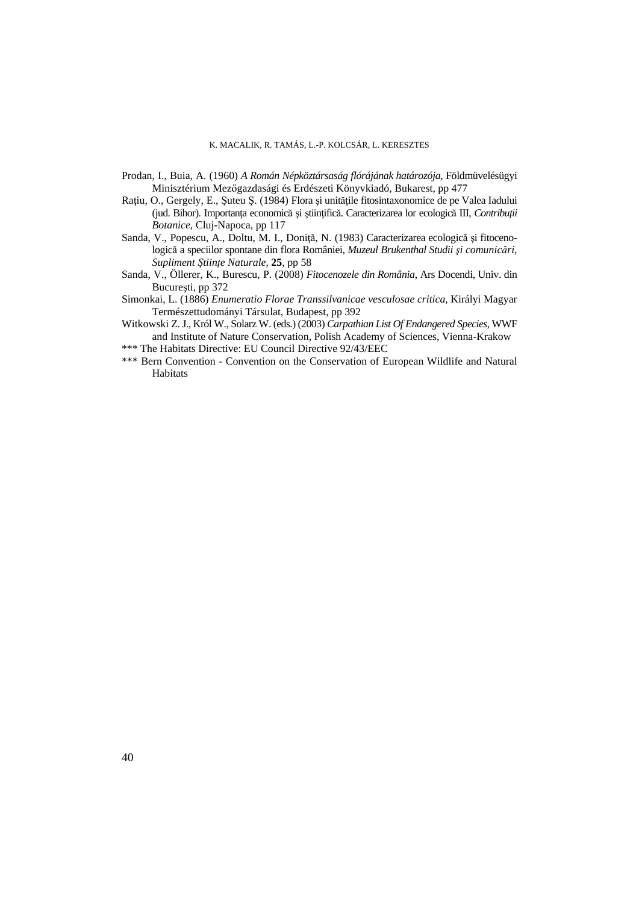Prodan, I., Buia, A. (1960) *A Román Népköztársaság flórájának határozója*, Földművelésügyi Minisztérium Mezőgazdasági és Erdészeti Könyvkiadó, Bukarest, pp 477

Rațiu, O., Gergely, E., Șuteu Ș. (1984) Flora și unitățile fitosintaxonomice de pe Valea Iadului (jud. Bihor). Importanța economică și științifică. Caracterizarea lor ecologică III, *Contribuții Botanice*, Cluj-Napoca, pp 117

Sanda, V., Popescu, A., Doltu, M. I., Doniță, N. (1983) Caracterizarea ecologică și fitocenologică a speciilor spontane din flora României, *Muzeul Brukenthal Studii și comunicări, Supliment Științe Naturale*, **25**, pp 58

Sanda, V., Öllerer, K., Burescu, P. (2008) *Fitocenozele din România*, Ars Docendi, Univ. din București, pp 372

Simonkai, L. (1886) *Enumeratio Florae Transsilvanicae vesculosae critica*, Királyi Magyar Természettudományi Társulat, Budapest, pp 392

Witkowski Z. J., Król W., Solarz W. (eds.) (2003) *Carpathian List Of Endangered Species*, WWF and Institute of Nature Conservation, Polish Academy of Sciences, Vienna-Krakow

*** The Habitats Directive: EU Council Directive 92/43/EEC

*** Bern Convention - Convention on the Conservation of European Wildlife and Natural Habitats